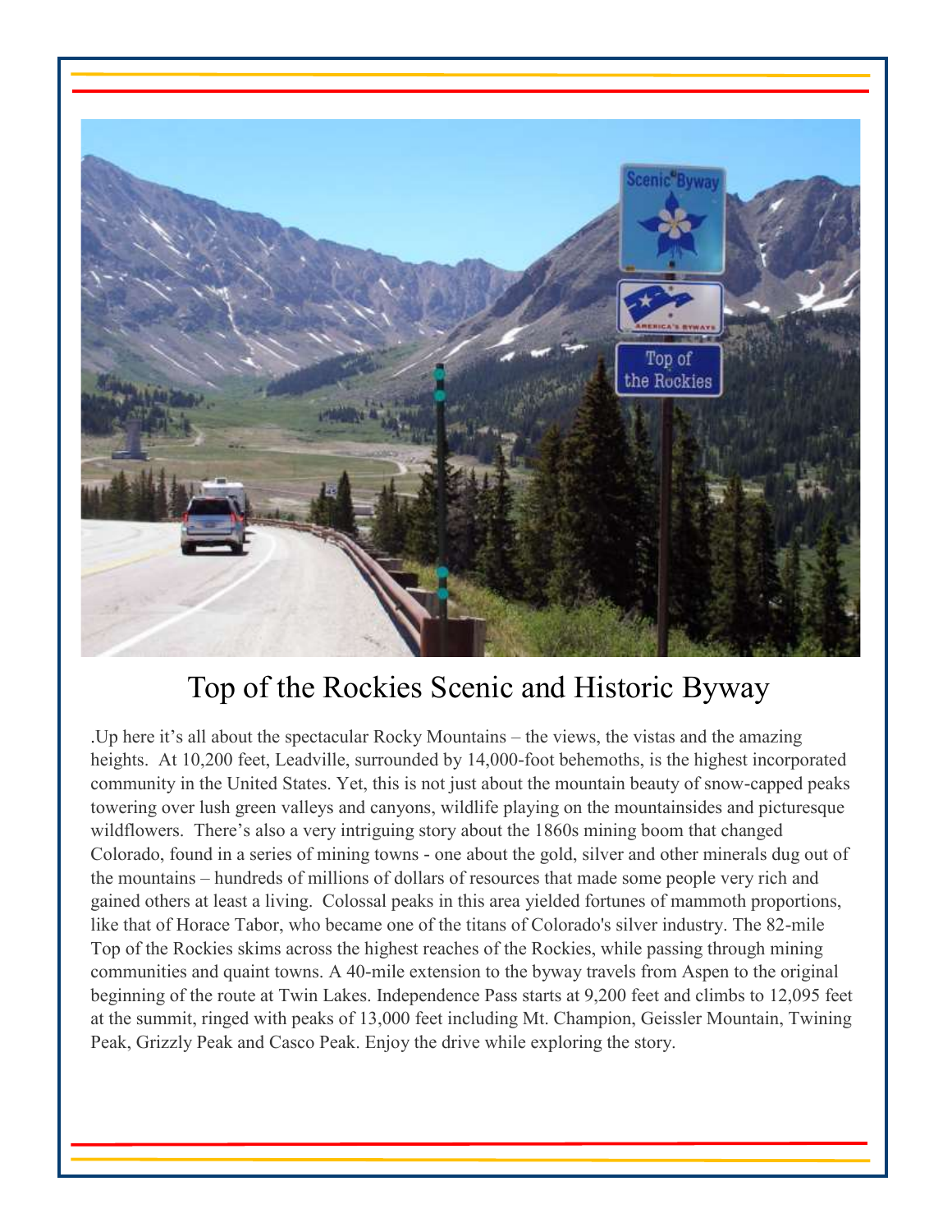# Top of the Rockies Scenic and Historic Byway

.Up here it's all about the spectacular Rocky Mountains – the views, the vistas and the amazing heights. At 10,200 feet, Leadville, surrounded by 14,000-foot behemoths, is the highest incorporated community in the United States. Yet, this is not just about the mountain beauty of snow-capped peaks towering over lush green valleys and canyons, wildlife playing on the mountainsides and picturesque wildflowers. There's also a very intriguing story about the 1860s mining boom that changed Colorado, found in a series of mining towns - one about the gold, silver and other minerals dug out of the mountains – hundreds of millions of dollars of resources that made some people very rich and gained others at least a living. Colossal peaks in this area yielded fortunes of mammoth proportions, like that of Horace Tabor, who became one of the titans of Colorado's silver industry. The 82-mile Top of the Rockies skims across the highest reaches of the Rockies, while passing through mining communities and quaint towns. A 40-mile extension to the byway travels from Aspen to the original beginning of the route at Twin Lakes. Independence Pass starts at 9,200 feet and climbs to 12,095 feet at the summit, ringed with peaks of 13,000 feet including Mt. Champion, Geissler Mountain, Twining Peak, Grizzly Peak and Casco Peak. Enjoy the drive while exploring the story.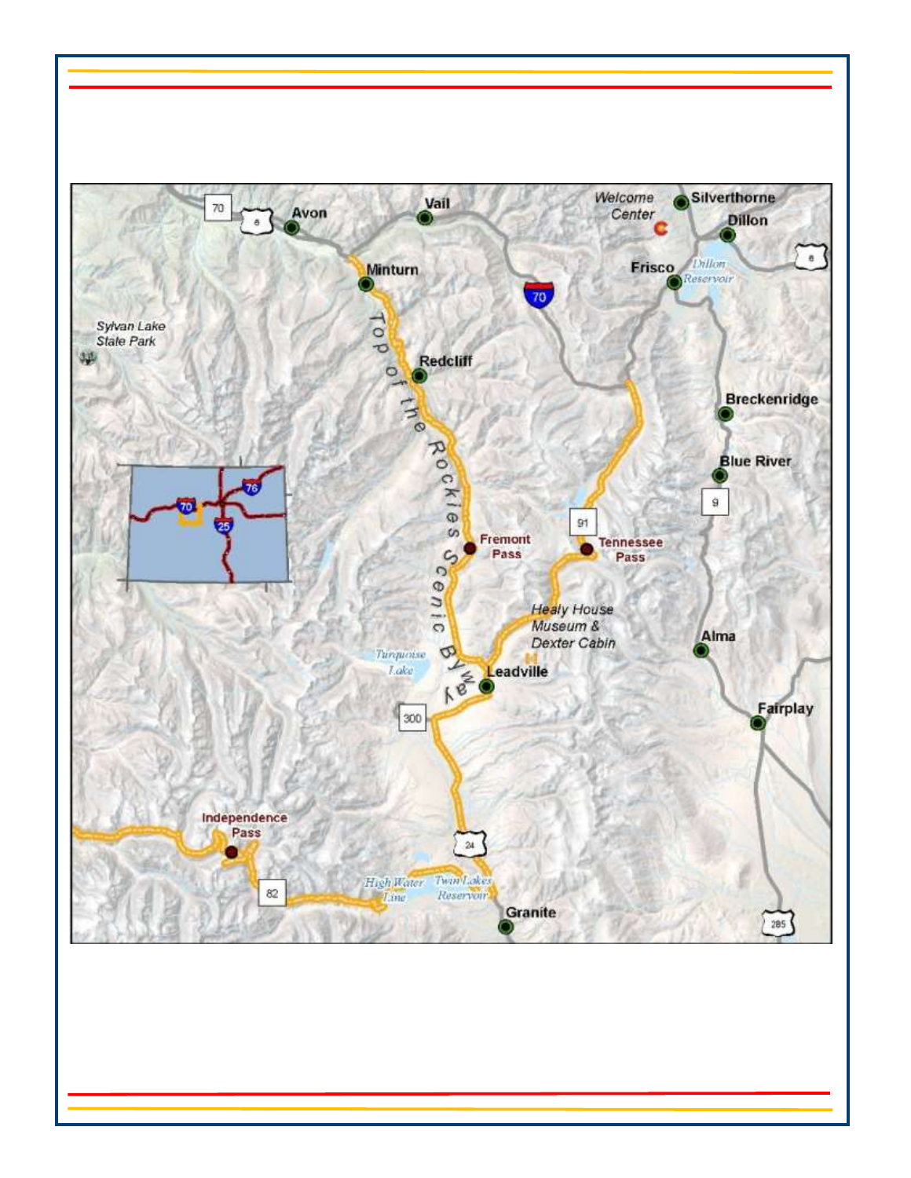Avon

Vail

Welcome Center

Silverthorne

Dillon

Minturn

Frisco

Dillon Reservoir

Sylvan Lake State Park

Top of the Rockies Scenic Byway

Redcliff

Breckenridge

Blue River

Fremont Pass

Tennessee Pass

Healy House Museum & Dexter Cabin

Alma

Turquoise Lake

Leadville

Fairplay

Independence Pass

High Water Line

Twin Lakes Reservoir

Granite

70, 6, 70, 6, 91, 9, 300, 24, 82, 285, 70, 76, 25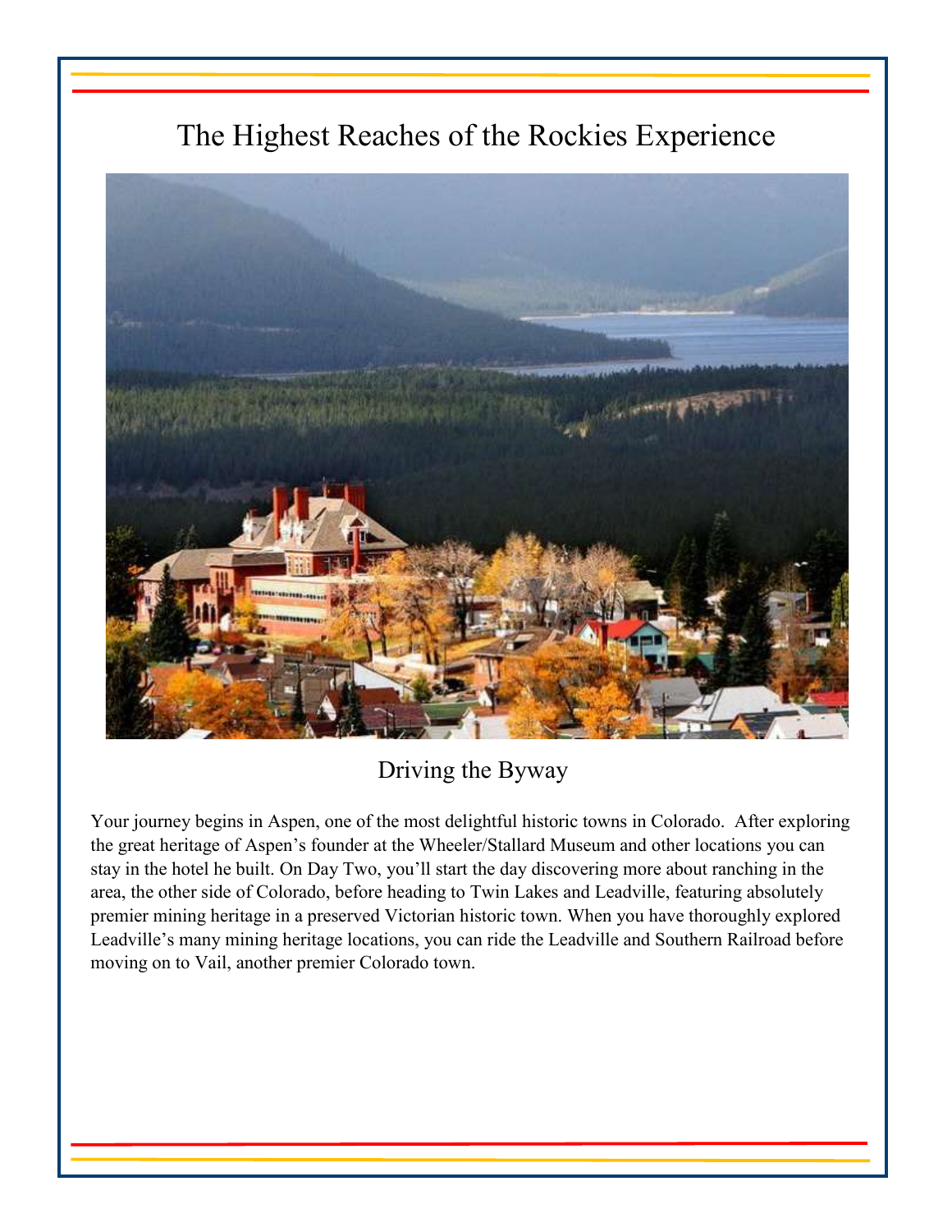# The Highest Reaches of the Rockies Experience

## Driving the Byway

Your journey begins in Aspen, one of the most delightful historic towns in Colorado. After exploring the great heritage of Aspen's founder at the Wheeler/Stallard Museum and other locations you can stay in the hotel he built. On Day Two, you'll start the day discovering more about ranching in the area, the other side of Colorado, before heading to Twin Lakes and Leadville, featuring absolutely premier mining heritage in a preserved Victorian historic town. When you have thoroughly explored Leadville's many mining heritage locations, you can ride the Leadville and Southern Railroad before moving on to Vail, another premier Colorado town.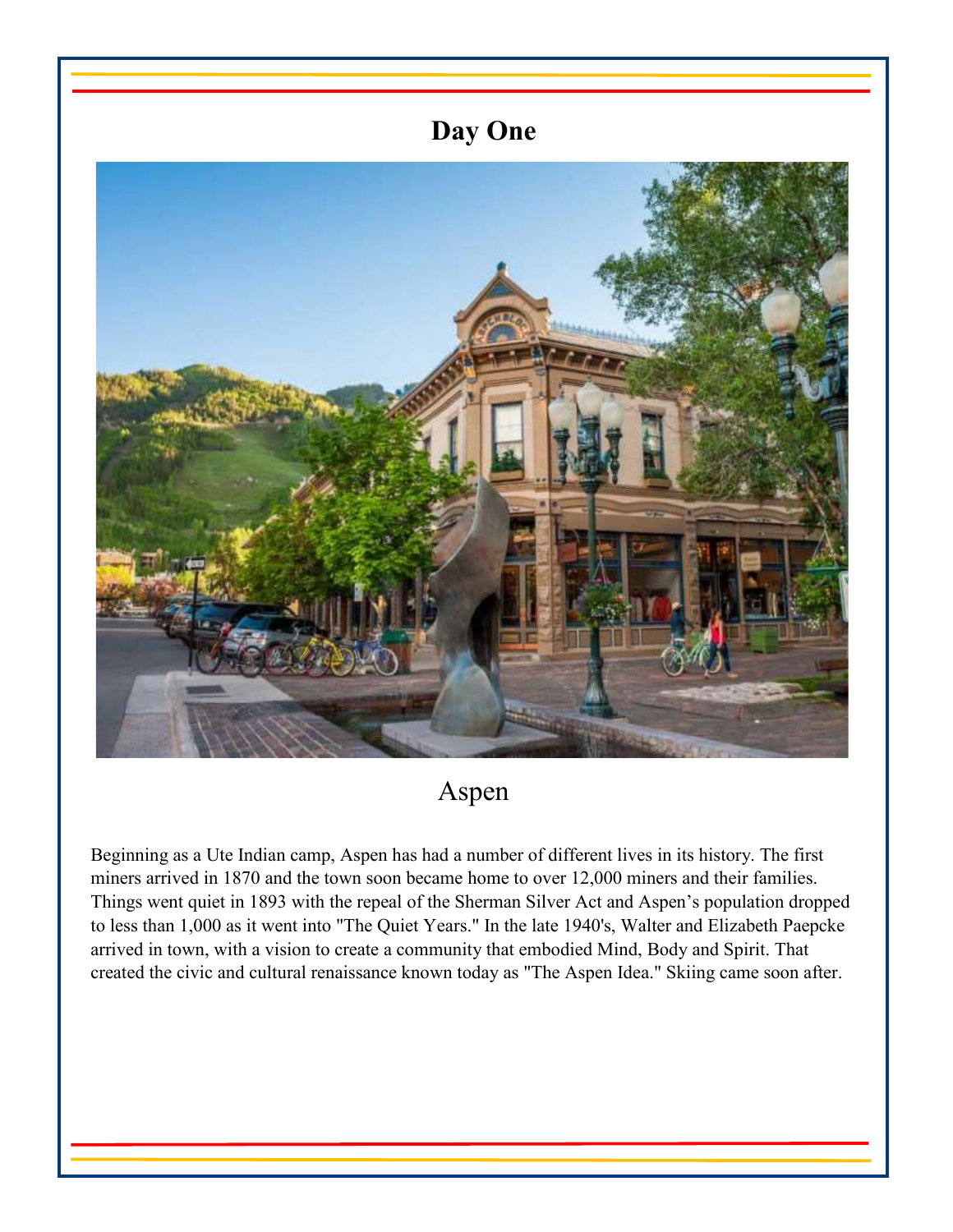# Day One

## Aspen

Beginning as a Ute Indian camp, Aspen has had a number of different lives in its history. The first miners arrived in 1870 and the town soon became home to over 12,000 miners and their families. Things went quiet in 1893 with the repeal of the Sherman Silver Act and Aspen's population dropped to less than 1,000 as it went into "The Quiet Years." In the late 1940's, Walter and Elizabeth Paepcke arrived in town, with a vision to create a community that embodied Mind, Body and Spirit. That created the civic and cultural renaissance known today as "The Aspen Idea." Skiing came soon after.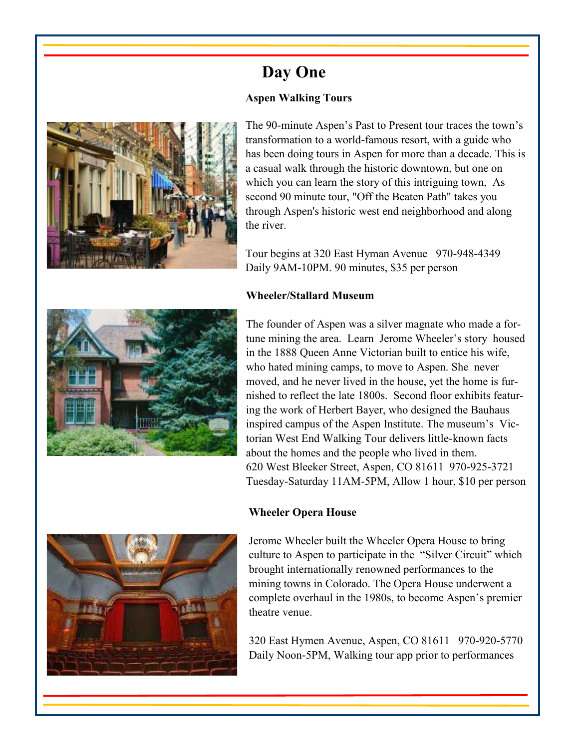# Day One

**Aspen Walking Tours**

The 90-minute Aspen's Past to Present tour traces the town's transformation to a world-famous resort, with a guide who has been doing tours in Aspen for more than a decade. This is a casual walk through the historic downtown, but one on which you can learn the story of this intriguing town, As second 90 minute tour, "Off the Beaten Path" takes you through Aspen's historic west end neighborhood and along the river.

Tour begins at 320 East Hyman Avenue 970-948-4349
Daily 9AM-10PM. 90 minutes, $35 per person

**Wheeler/Stallard Museum**

The founder of Aspen was a silver magnate who made a fortune mining the area. Learn Jerome Wheeler's story housed in the 1888 Queen Anne Victorian built to entice his wife, who hated mining camps, to move to Aspen. She never moved, and he never lived in the house, yet the home is furnished to reflect the late 1800s. Second floor exhibits featuring the work of Herbert Bayer, who designed the Bauhaus inspired campus of the Aspen Institute. The museum's Victorian West End Walking Tour delivers little-known facts about the homes and the people who lived in them.
620 West Bleeker Street, Aspen, CO 81611 970-925-3721
Tuesday-Saturday 11AM-5PM, Allow 1 hour, $10 per person

**Wheeler Opera House**

Jerome Wheeler built the Wheeler Opera House to bring culture to Aspen to participate in the "Silver Circuit" which brought internationally renowned performances to the mining towns in Colorado. The Opera House underwent a complete overhaul in the 1980s, to become Aspen's premier theatre venue.

320 East Hymen Avenue, Aspen, CO 81611 970-920-5770
Daily Noon-5PM, Walking tour app prior to performances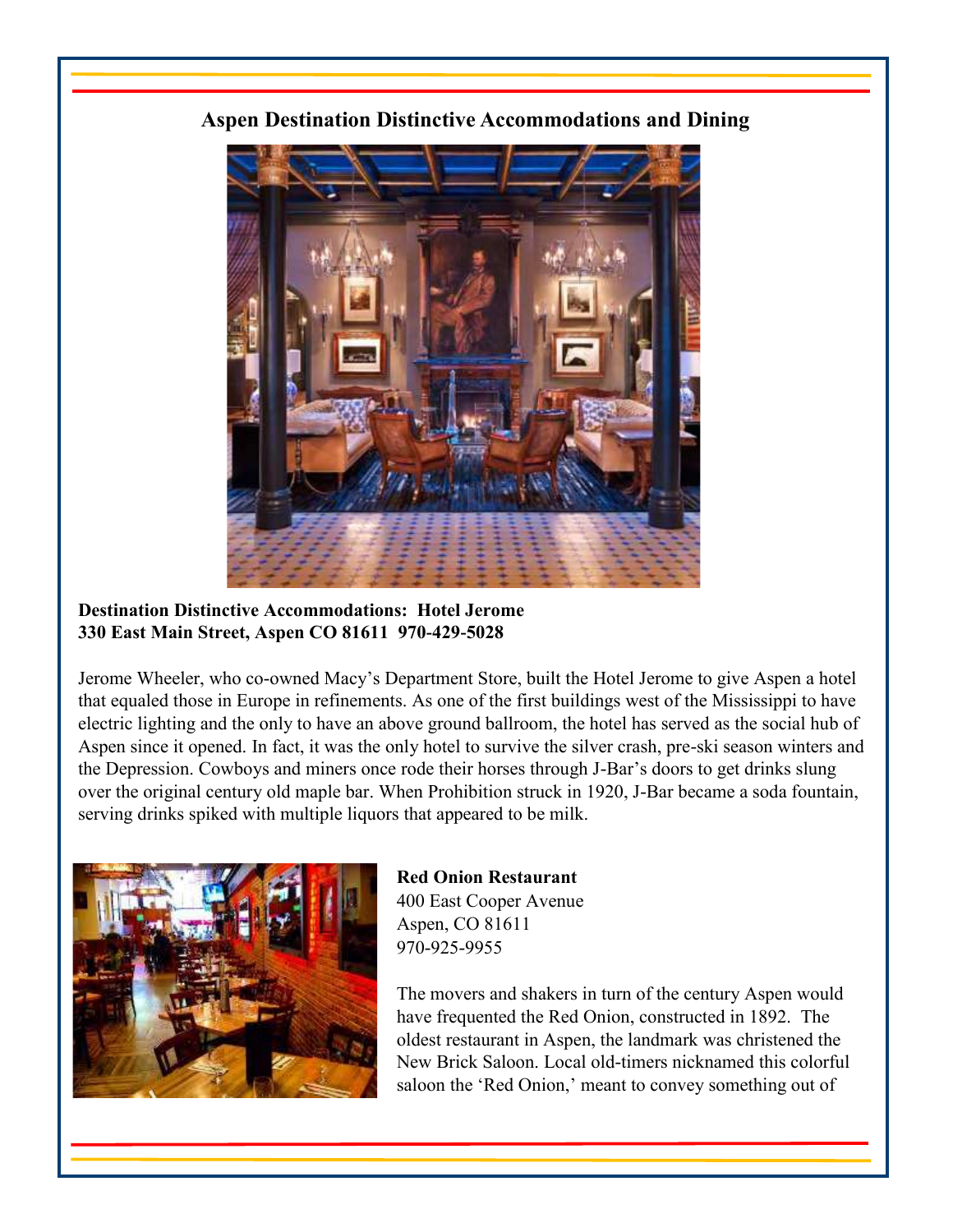## Aspen Destination Distinctive Accommodations and Dining

**Destination Distinctive Accommodations: Hotel Jerome**
**330 East Main Street, Aspen CO 81611 970-429-5028**

Jerome Wheeler, who co-owned Macy's Department Store, built the Hotel Jerome to give Aspen a hotel that equaled those in Europe in refinements. As one of the first buildings west of the Mississippi to have electric lighting and the only to have an above ground ballroom, the hotel has served as the social hub of Aspen since it opened. In fact, it was the only hotel to survive the silver crash, pre-ski season winters and the Depression. Cowboys and miners once rode their horses through J-Bar's doors to get drinks slung over the original century old maple bar. When Prohibition struck in 1920, J-Bar became a soda fountain, serving drinks spiked with multiple liquors that appeared to be milk.

**Red Onion Restaurant**
400 East Cooper Avenue
Aspen, CO 81611
970-925-9955

The movers and shakers in turn of the century Aspen would have frequented the Red Onion, constructed in 1892. The oldest restaurant in Aspen, the landmark was christened the New Brick Saloon. Local old-timers nicknamed this colorful saloon the 'Red Onion,' meant to convey something out of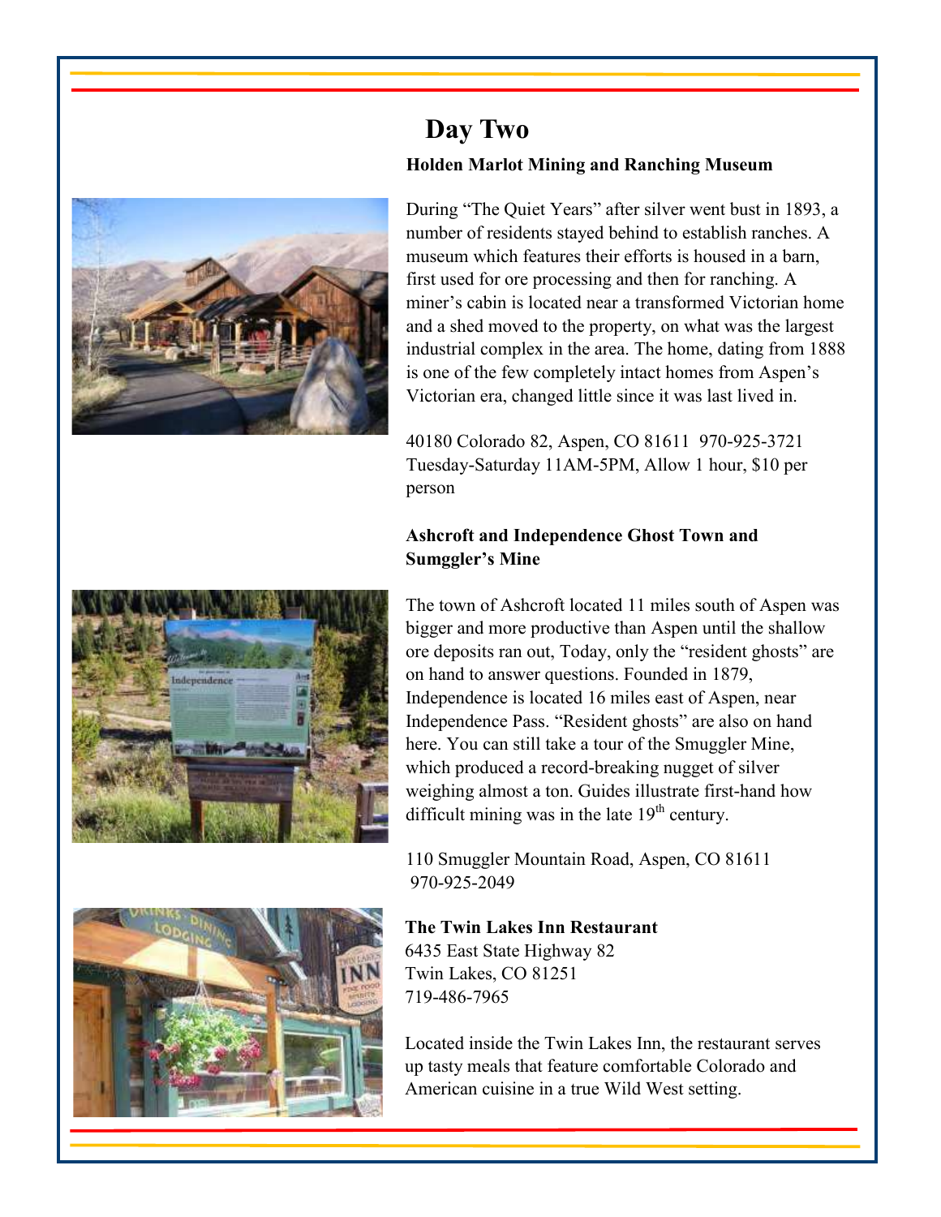# Day Two

### Holden Marlot Mining and Ranching Museum

During “The Quiet Years” after silver went bust in 1893, a number of residents stayed behind to establish ranches. A museum which features their efforts is housed in a barn, first used for ore processing and then for ranching. A miner’s cabin is located near a transformed Victorian home and a shed moved to the property, on what was the largest industrial complex in the area. The home, dating from 1888 is one of the few completely intact homes from Aspen’s Victorian era, changed little since it was last lived in.

40180 Colorado 82, Aspen, CO 81611  970-925-3721
Tuesday-Saturday 11AM-5PM, Allow 1 hour, $10 per person

### Ashcroft and Independence Ghost Town and Sumggler’s Mine

The town of Ashcroft located 11 miles south of Aspen was bigger and more productive than Aspen until the shallow ore deposits ran out, Today, only the “resident ghosts” are on hand to answer questions. Founded in 1879, Independence is located 16 miles east of Aspen, near Independence Pass. “Resident ghosts” are also on hand here. You can still take a tour of the Smuggler Mine, which produced a record-breaking nugget of silver weighing almost a ton. Guides illustrate first-hand how difficult mining was in the late 19th century.

110 Smuggler Mountain Road, Aspen, CO 81611
970-925-2049

### The Twin Lakes Inn Restaurant

6435 East State Highway 82
Twin Lakes, CO 81251
719-486-7965

Located inside the Twin Lakes Inn, the restaurant serves up tasty meals that feature comfortable Colorado and American cuisine in a true Wild West setting.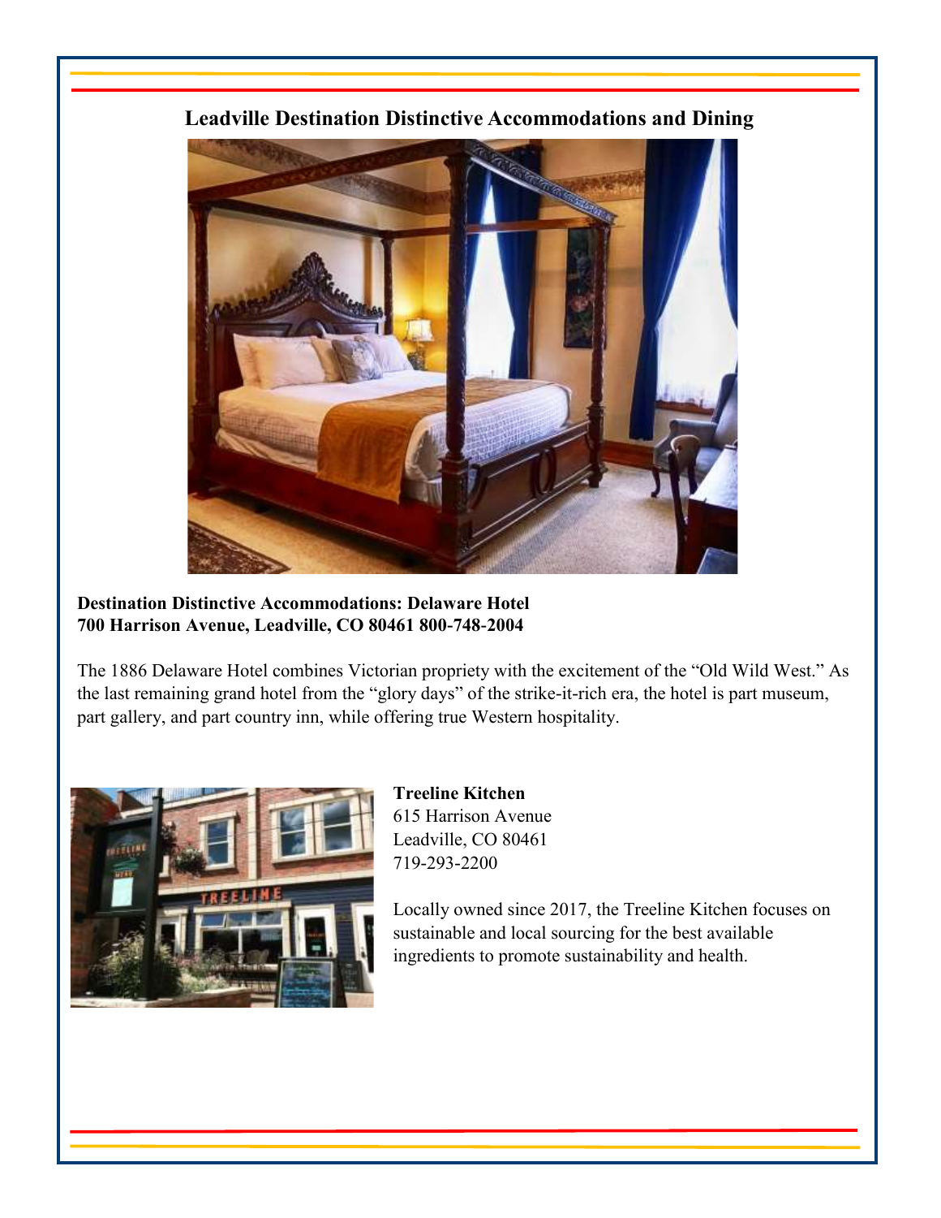## Leadville Destination Distinctive Accommodations and Dining

**Destination Distinctive Accommodations: Delaware Hotel**
**700 Harrison Avenue, Leadville, CO 80461 800-748-2004**

The 1886 Delaware Hotel combines Victorian propriety with the excitement of the "Old Wild West." As the last remaining grand hotel from the "glory days" of the strike-it-rich era, the hotel is part museum, part gallery, and part country inn, while offering true Western hospitality.

**Treeline Kitchen**
615 Harrison Avenue
Leadville, CO 80461
719-293-2200

Locally owned since 2017, the Treeline Kitchen focuses on sustainable and local sourcing for the best available ingredients to promote sustainability and health.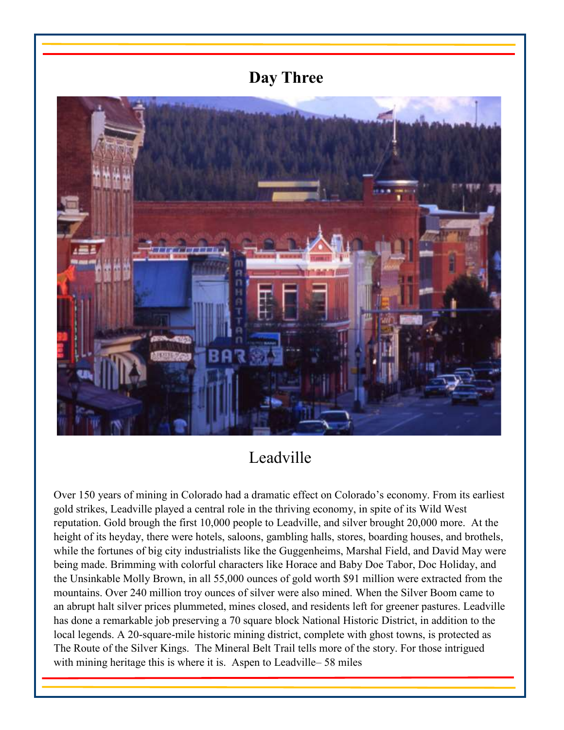# Day Three

## Leadville

Over 150 years of mining in Colorado had a dramatic effect on Colorado's economy. From its earliest gold strikes, Leadville played a central role in the thriving economy, in spite of its Wild West reputation. Gold brough the first 10,000 people to Leadville, and silver brought 20,000 more. At the height of its heyday, there were hotels, saloons, gambling halls, stores, boarding houses, and brothels, while the fortunes of big city industrialists like the Guggenheims, Marshal Field, and David May were being made. Brimming with colorful characters like Horace and Baby Doe Tabor, Doc Holiday, and the Unsinkable Molly Brown, in all 55,000 ounces of gold worth $91 million were extracted from the mountains. Over 240 million troy ounces of silver were also mined. When the Silver Boom came to an abrupt halt silver prices plummeted, mines closed, and residents left for greener pastures. Leadville has done a remarkable job preserving a 70 square block National Historic District, in addition to the local legends. A 20-square-mile historic mining district, complete with ghost towns, is protected as The Route of the Silver Kings. The Mineral Belt Trail tells more of the story. For those intrigued with mining heritage this is where it is. Aspen to Leadville– 58 miles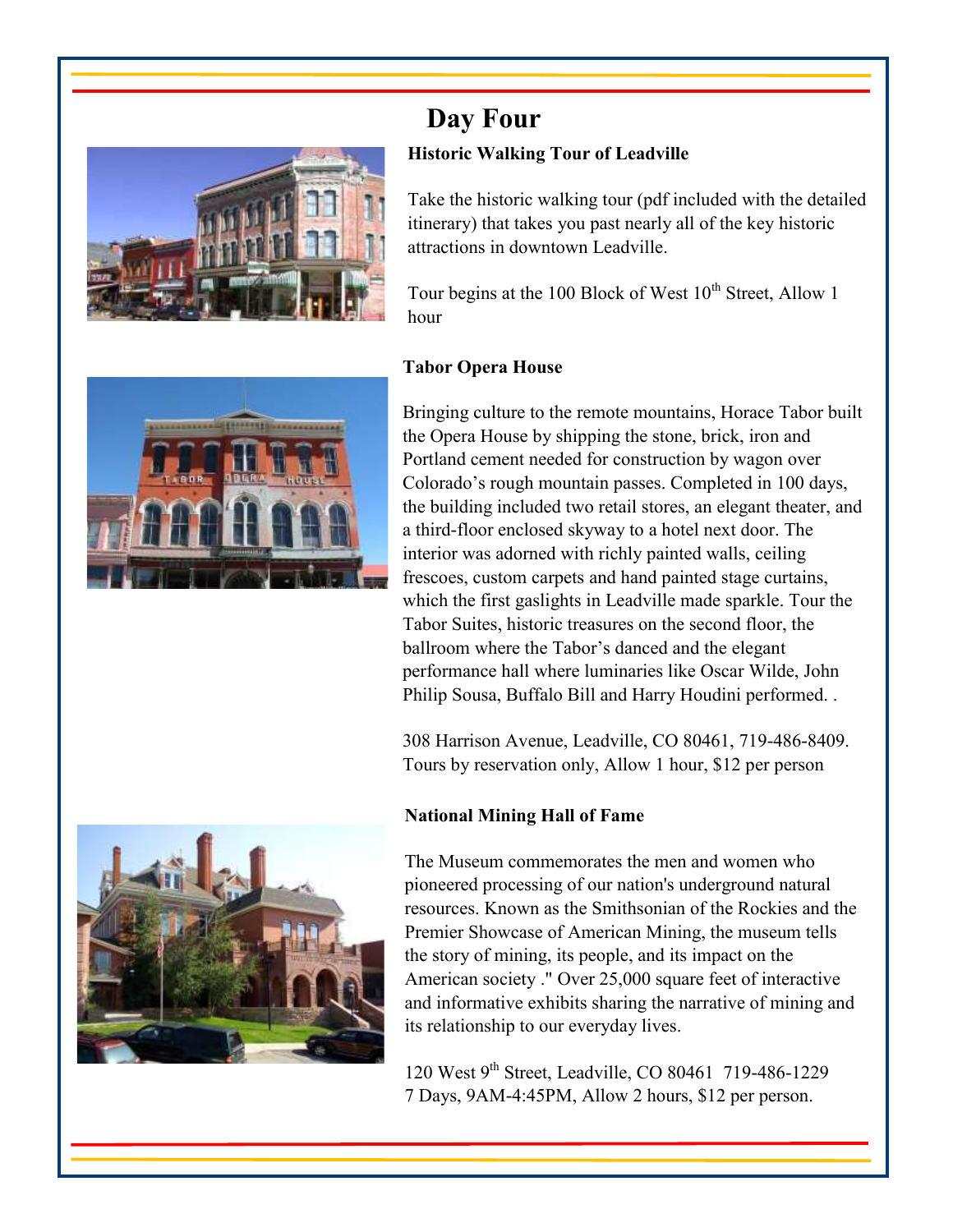# Day Four

### Historic Walking Tour of Leadville

Take the historic walking tour (pdf included with the detailed itinerary) that takes you past nearly all of the key historic attractions in downtown Leadville.

Tour begins at the 100 Block of West 10th Street, Allow 1 hour

### Tabor Opera House

Bringing culture to the remote mountains, Horace Tabor built the Opera House by shipping the stone, brick, iron and Portland cement needed for construction by wagon over Colorado's rough mountain passes. Completed in 100 days, the building included two retail stores, an elegant theater, and a third-floor enclosed skyway to a hotel next door. The interior was adorned with richly painted walls, ceiling frescoes, custom carpets and hand painted stage curtains, which the first gaslights in Leadville made sparkle. Tour the Tabor Suites, historic treasures on the second floor, the ballroom where the Tabor's danced and the elegant performance hall where luminaries like Oscar Wilde, John Philip Sousa, Buffalo Bill and Harry Houdini performed. .

308 Harrison Avenue, Leadville, CO 80461, 719-486-8409. Tours by reservation only, Allow 1 hour, $12 per person

### National Mining Hall of Fame

The Museum commemorates the men and women who pioneered processing of our nation's underground natural resources. Known as the Smithsonian of the Rockies and the Premier Showcase of American Mining, the museum tells the story of mining, its people, and its impact on the American society ." Over 25,000 square feet of interactive and informative exhibits sharing the narrative of mining and its relationship to our everyday lives.

120 West 9th Street, Leadville, CO 80461 719-486-1229
7 Days, 9AM-4:45PM, Allow 2 hours, $12 per person.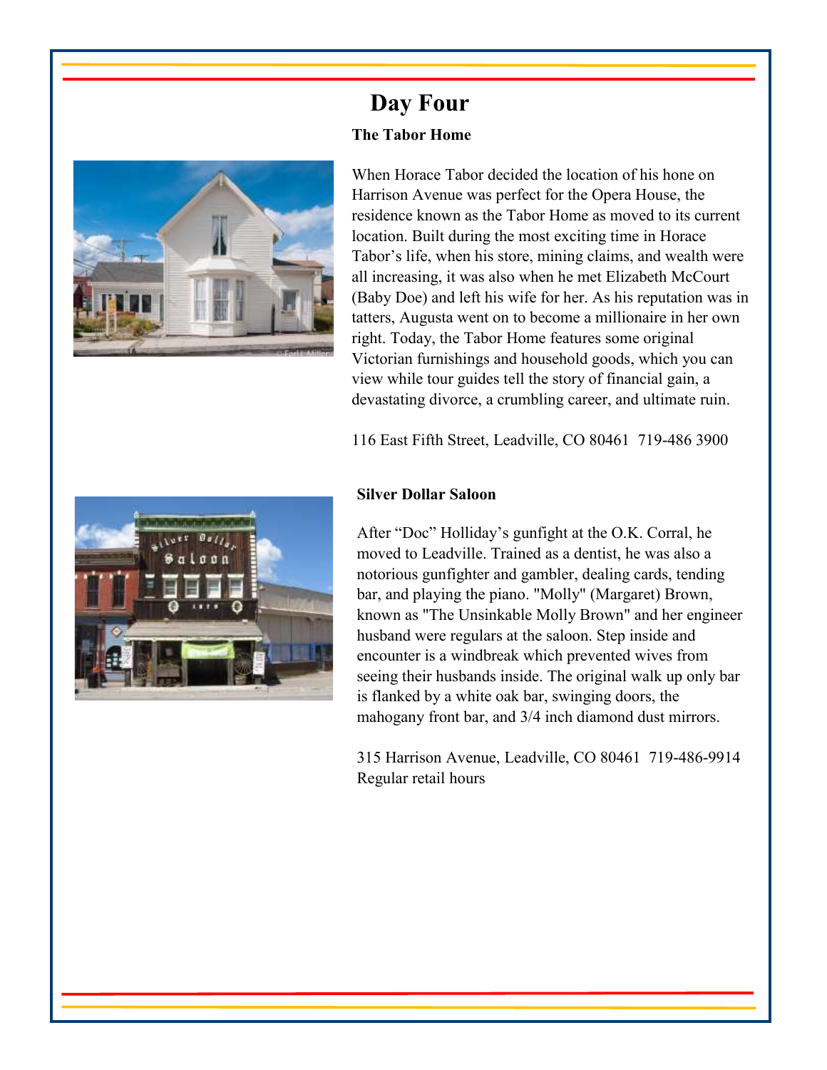# Day Four

### The Tabor Home

When Horace Tabor decided the location of his hone on Harrison Avenue was perfect for the Opera House, the residence known as the Tabor Home as moved to its current location. Built during the most exciting time in Horace Tabor's life, when his store, mining claims, and wealth were all increasing, it was also when he met Elizabeth McCourt (Baby Doe) and left his wife for her. As his reputation was in tatters, Augusta went on to become a millionaire in her own right. Today, the Tabor Home features some original Victorian furnishings and household goods, which you can view while tour guides tell the story of financial gain, a devastating divorce, a crumbling career, and ultimate ruin.

116 East Fifth Street, Leadville, CO 80461 719-486 3900

### Silver Dollar Saloon

After "Doc" Holliday's gunfight at the O.K. Corral, he moved to Leadville. Trained as a dentist, he was also a notorious gunfighter and gambler, dealing cards, tending bar, and playing the piano. "Molly" (Margaret) Brown, known as "The Unsinkable Molly Brown" and her engineer husband were regulars at the saloon. Step inside and encounter is a windbreak which prevented wives from seeing their husbands inside. The original walk up only bar is flanked by a white oak bar, swinging doors, the mahogany front bar, and 3/4 inch diamond dust mirrors.

315 Harrison Avenue, Leadville, CO 80461 719-486-9914
Regular retail hours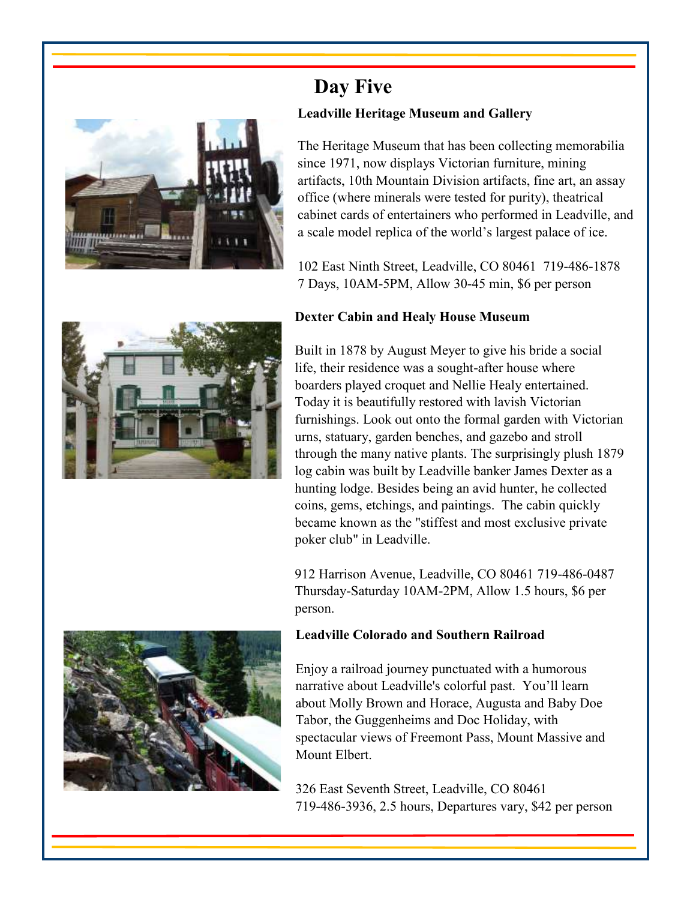# Day Five

### Leadville Heritage Museum and Gallery

The Heritage Museum that has been collecting memorabilia since 1971, now displays Victorian furniture, mining artifacts, 10th Mountain Division artifacts, fine art, an assay office (where minerals were tested for purity), theatrical cabinet cards of entertainers who performed in Leadville, and a scale model replica of the world's largest palace of ice.

102 East Ninth Street, Leadville, CO 80461 719-486-1878
7 Days, 10AM-5PM, Allow 30-45 min, $6 per person

### Dexter Cabin and Healy House Museum

Built in 1878 by August Meyer to give his bride a social life, their residence was a sought-after house where boarders played croquet and Nellie Healy entertained. Today it is beautifully restored with lavish Victorian furnishings. Look out onto the formal garden with Victorian urns, statuary, garden benches, and gazebo and stroll through the many native plants. The surprisingly plush 1879 log cabin was built by Leadville banker James Dexter as a hunting lodge. Besides being an avid hunter, he collected coins, gems, etchings, and paintings. The cabin quickly became known as the "stiffest and most exclusive private poker club" in Leadville.

912 Harrison Avenue, Leadville, CO 80461 719-486-0487
Thursday-Saturday 10AM-2PM, Allow 1.5 hours, $6 per person.

### Leadville Colorado and Southern Railroad

Enjoy a railroad journey punctuated with a humorous narrative about Leadville's colorful past. You'll learn about Molly Brown and Horace, Augusta and Baby Doe Tabor, the Guggenheims and Doc Holiday, with spectacular views of Freemont Pass, Mount Massive and Mount Elbert.

326 East Seventh Street, Leadville, CO 80461
719-486-3936, 2.5 hours, Departures vary, $42 per person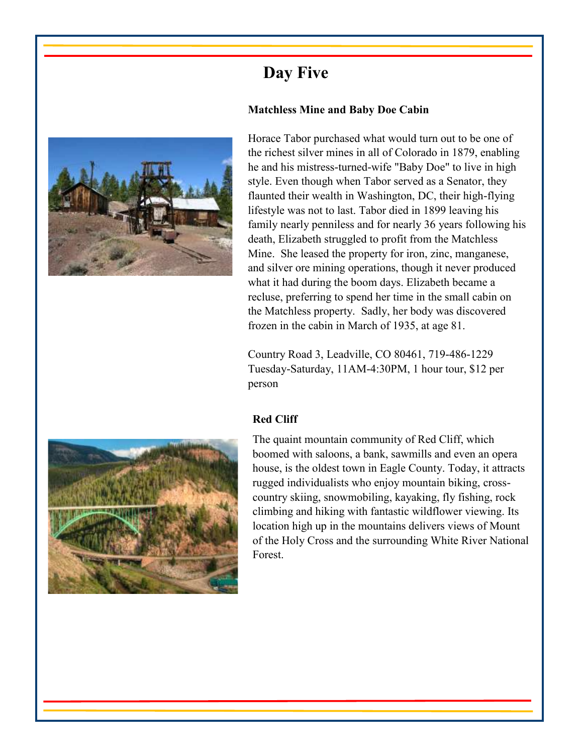# Day Five

**Matchless Mine and Baby Doe Cabin**

Horace Tabor purchased what would turn out to be one of the richest silver mines in all of Colorado in 1879, enabling he and his mistress-turned-wife "Baby Doe" to live in high style. Even though when Tabor served as a Senator, they flaunted their wealth in Washington, DC, their high-flying lifestyle was not to last. Tabor died in 1899 leaving his family nearly penniless and for nearly 36 years following his death, Elizabeth struggled to profit from the Matchless Mine. She leased the property for iron, zinc, manganese, and silver ore mining operations, though it never produced what it had during the boom days. Elizabeth became a recluse, preferring to spend her time in the small cabin on the Matchless property. Sadly, her body was discovered frozen in the cabin in March of 1935, at age 81.

Country Road 3, Leadville, CO 80461, 719-486-1229
Tuesday-Saturday, 11AM-4:30PM, 1 hour tour, $12 per person

**Red Cliff**

The quaint mountain community of Red Cliff, which boomed with saloons, a bank, sawmills and even an opera house, is the oldest town in Eagle County. Today, it attracts rugged individualists who enjoy mountain biking, cross-country skiing, snowmobiling, kayaking, fly fishing, rock climbing and hiking with fantastic wildflower viewing. Its location high up in the mountains delivers views of Mount of the Holy Cross and the surrounding White River National Forest.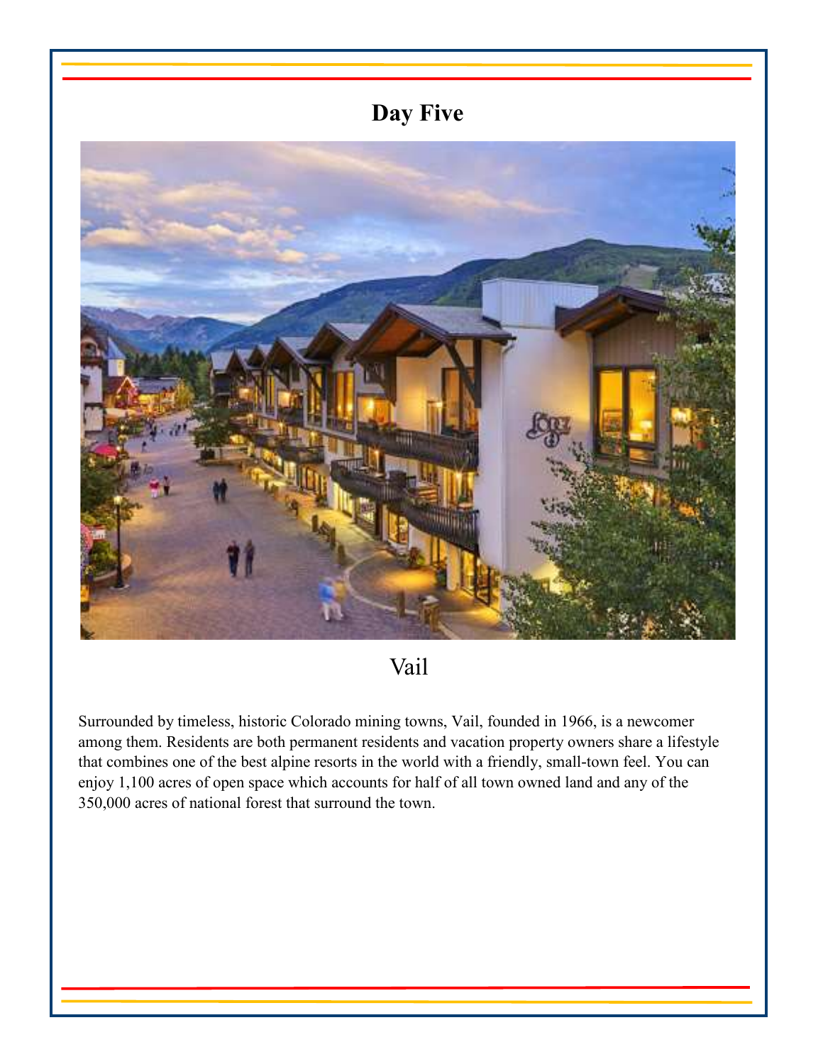# Day Five

Vail

Surrounded by timeless, historic Colorado mining towns, Vail, founded in 1966, is a newcomer among them. Residents are both permanent residents and vacation property owners share a lifestyle that combines one of the best alpine resorts in the world with a friendly, small-town feel. You can enjoy 1,100 acres of open space which accounts for half of all town owned land and any of the 350,000 acres of national forest that surround the town.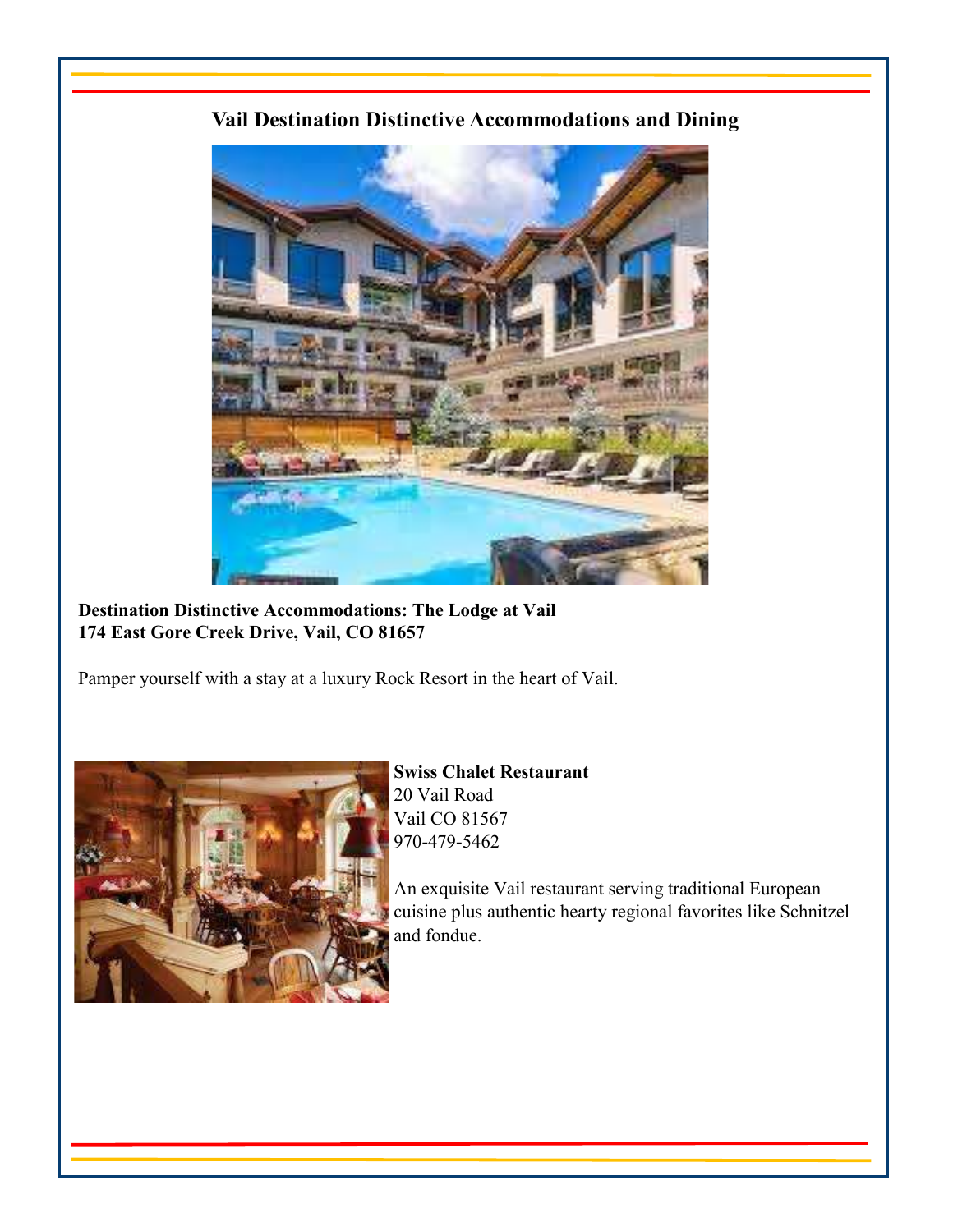## Vail Destination Distinctive Accommodations and Dining

**Destination Distinctive Accommodations: The Lodge at Vail**
**174 East Gore Creek Drive, Vail, CO 81657**

Pamper yourself with a stay at a luxury Rock Resort in the heart of Vail.

**Swiss Chalet Restaurant**
20 Vail Road
Vail CO 81567
970-479-5462

An exquisite Vail restaurant serving traditional European cuisine plus authentic hearty regional favorites like Schnitzel and fondue.